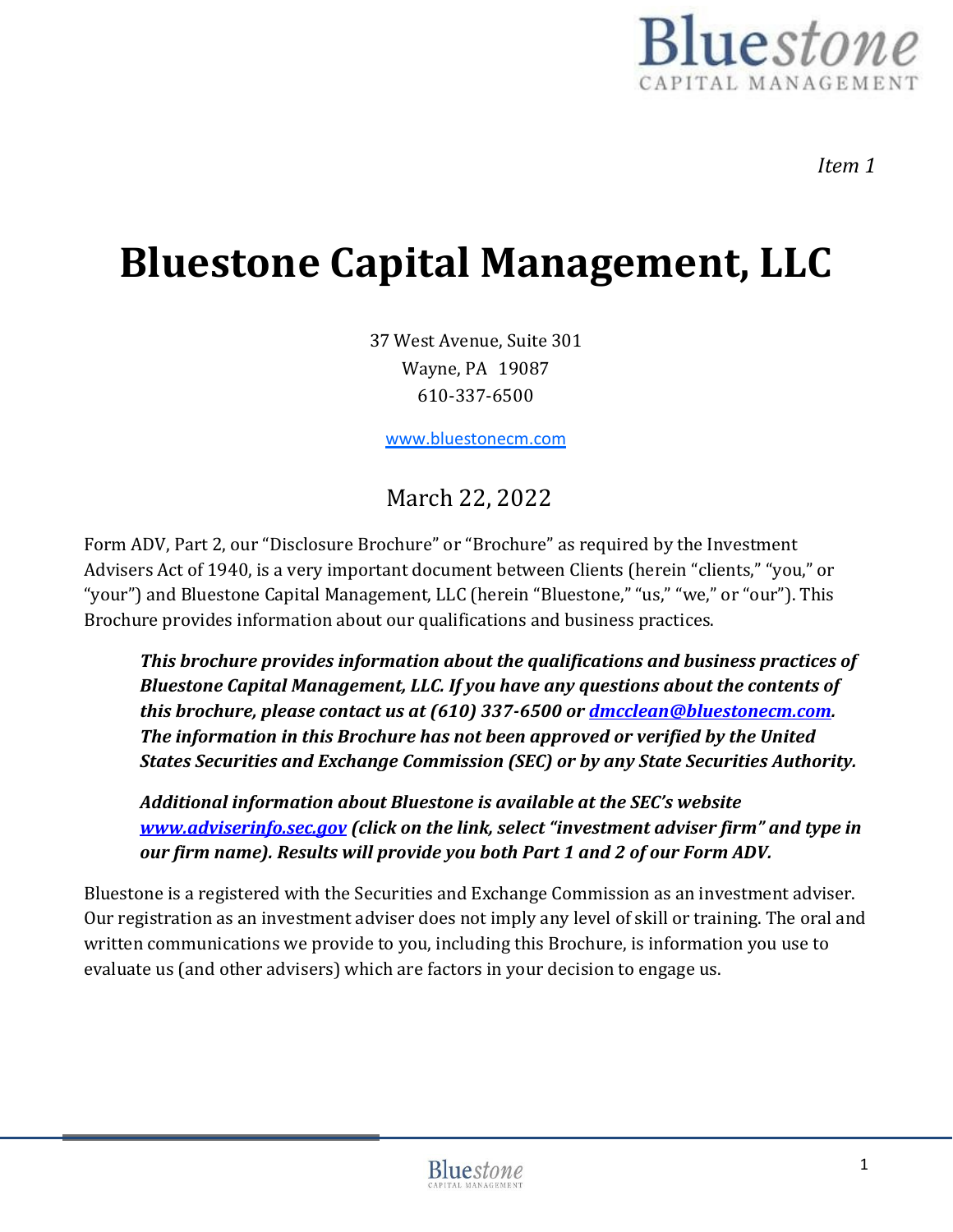Item 1

# Bluestone Capital Management, LLC

37 West Avenue, Suite 301
Wayne, PA 19087
610-337-6500

www.bluestonecm.com

March 22, 2022

Form ADV, Part 2, our "Disclosure Brochure" or "Brochure" as required by the Investment Advisers Act of 1940, is a very important document between Clients (herein "clients," "you," or "your") and Bluestone Capital Management, LLC (herein "Bluestone," "us," "we," or "our"). This Brochure provides information about our qualifications and business practices.

> ***This brochure provides information about the qualifications and business practices of Bluestone Capital Management, LLC. If you have any questions about the contents of this brochure, please contact us at (610) 337-6500 or dmcclean@bluestonecm.com. The information in this Brochure has not been approved or verified by the United States Securities and Exchange Commission (SEC) or by any State Securities Authority.***
>
> ***Additional information about Bluestone is available at the SEC's website www.adviserinfo.sec.gov (click on the link, select "investment adviser firm" and type in our firm name). Results will provide you both Part 1 and 2 of our Form ADV.***

Bluestone is a registered with the Securities and Exchange Commission as an investment adviser. Our registration as an investment adviser does not imply any level of skill or training. The oral and written communications we provide to you, including this Brochure, is information you use to evaluate us (and other advisers) which are factors in your decision to engage us.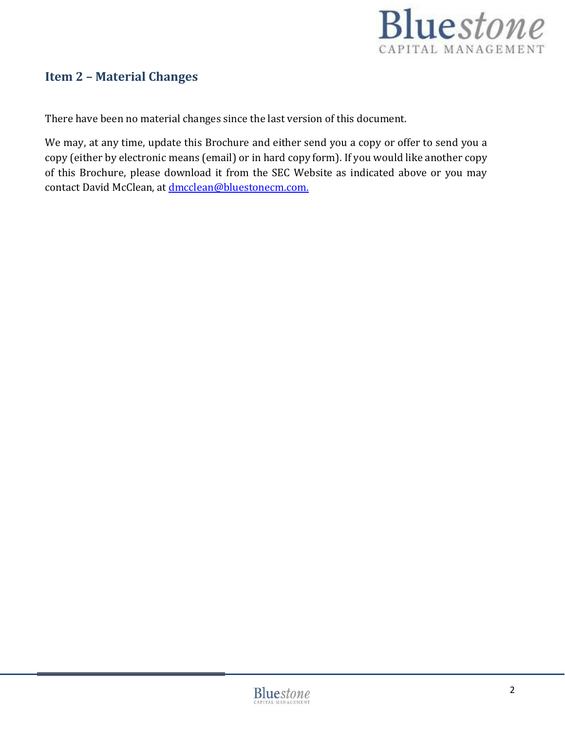## Item 2 – Material Changes

There have been no material changes since the last version of this document.

We may, at any time, update this Brochure and either send you a copy or offer to send you a copy (either by electronic means (email) or in hard copy form). If you would like another copy of this Brochure, please download it from the SEC Website as indicated above or you may contact David McClean, at dmcclean@bluestonecm.com.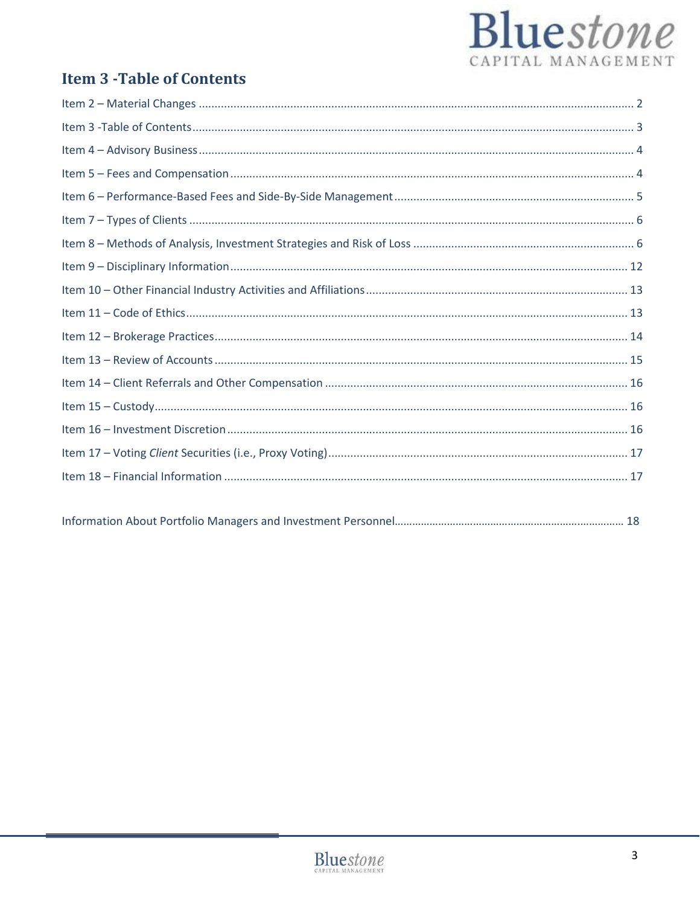## Item 3 -Table of Contents

Item 2 – Material Changes ........................................................................................................................................ 2

Item 3 -Table of Contents......................................................................................................................................... 3

Item 4 – Advisory Business ........................................................................................................................................ 4

Item 5 – Fees and Compensation .............................................................................................................................. 4

Item 6 – Performance-Based Fees and Side-By-Side Management ........................................................................... 5

Item 7 – Types of Clients ........................................................................................................................................... 6

Item 8 – Methods of Analysis, Investment Strategies and Risk of Loss ..................................................................... 6

Item 9 – Disciplinary Information............................................................................................................................ 12

Item 10 – Other Financial Industry Activities and Affiliations .................................................................................. 13

Item 11 – Code of Ethics.......................................................................................................................................... 13

Item 12 – Brokerage Practices.................................................................................................................................. 14

Item 13 – Review of Accounts .................................................................................................................................. 15

Item 14 – Client Referrals and Other Compensation ............................................................................................... 16

Item 15 – Custody.................................................................................................................................................... 16

Item 16 – Investment Discretion ............................................................................................................................. 16

Item 17 – Voting *Client* Securities (i.e., Proxy Voting).............................................................................................. 17

Item 18 – Financial Information ............................................................................................................................... 17

Information About Portfolio Managers and Investment Personnel.............................................................................. 18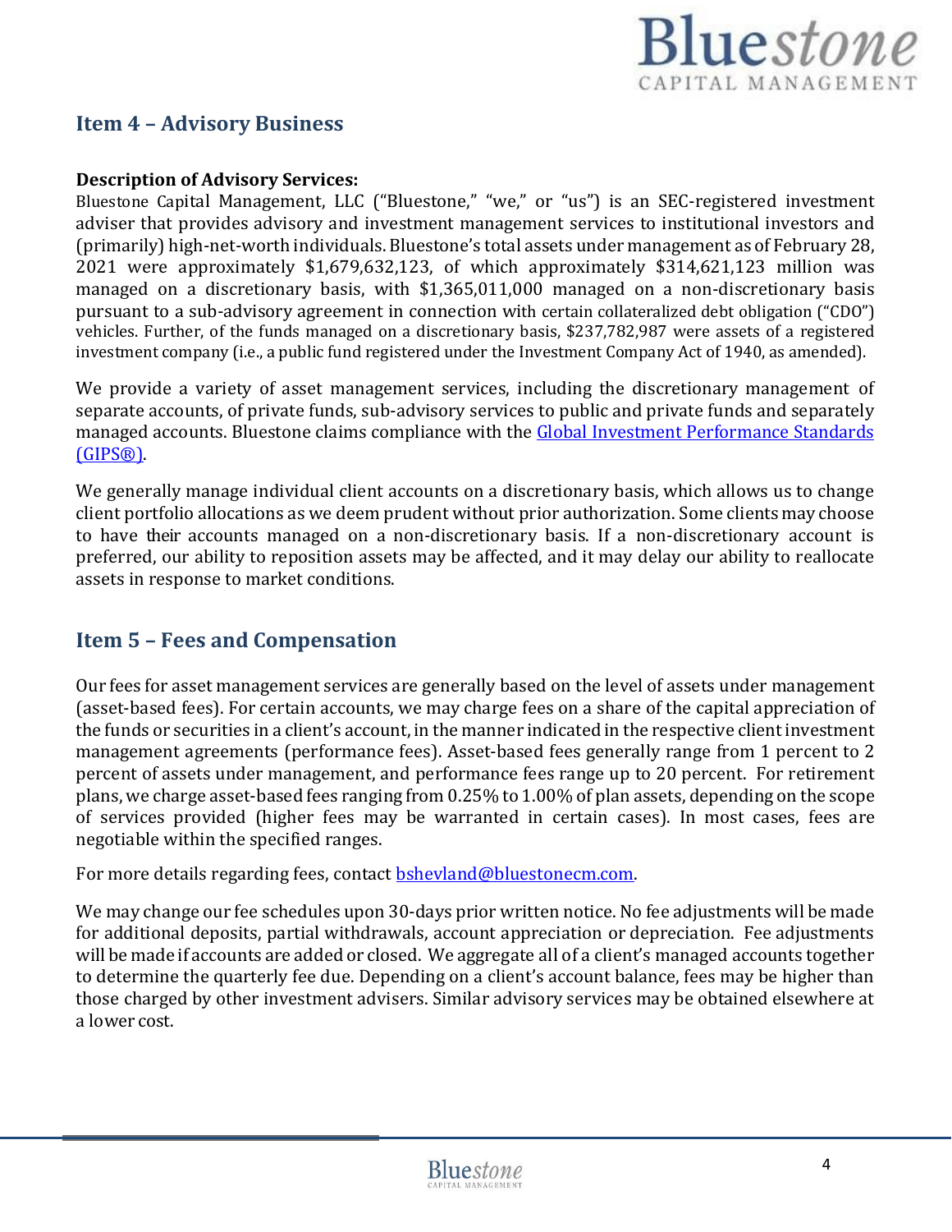## Item 4 – Advisory Business

**Description of Advisory Services:**

Bluestone Capital Management, LLC ("Bluestone," "we," or "us") is an SEC-registered investment adviser that provides advisory and investment management services to institutional investors and (primarily) high-net-worth individuals. Bluestone's total assets under management as of February 28, 2021 were approximately $1,679,632,123, of which approximately $314,621,123 million was managed on a discretionary basis, with $1,365,011,000 managed on a non-discretionary basis pursuant to a sub-advisory agreement in connection with certain collateralized debt obligation ("CDO") vehicles. Further, of the funds managed on a discretionary basis, $237,782,987 were assets of a registered investment company (i.e., a public fund registered under the Investment Company Act of 1940, as amended).

We provide a variety of asset management services, including the discretionary management of separate accounts, of private funds, sub-advisory services to public and private funds and separately managed accounts. Bluestone claims compliance with the [Global Investment Performance Standards (GIPS®)](#).

We generally manage individual client accounts on a discretionary basis, which allows us to change client portfolio allocations as we deem prudent without prior authorization. Some clients may choose to have their accounts managed on a non-discretionary basis. If a non-discretionary account is preferred, our ability to reposition assets may be affected, and it may delay our ability to reallocate assets in response to market conditions.

## Item 5 – Fees and Compensation

Our fees for asset management services are generally based on the level of assets under management (asset-based fees). For certain accounts, we may charge fees on a share of the capital appreciation of the funds or securities in a client's account, in the manner indicated in the respective client investment management agreements (performance fees). Asset-based fees generally range from 1 percent to 2 percent of assets under management, and performance fees range up to 20 percent. For retirement plans, we charge asset-based fees ranging from 0.25% to 1.00% of plan assets, depending on the scope of services provided (higher fees may be warranted in certain cases). In most cases, fees are negotiable within the specified ranges.

For more details regarding fees, contact [bshevland@bluestonecm.com](mailto:bshevland@bluestonecm.com).

We may change our fee schedules upon 30-days prior written notice. No fee adjustments will be made for additional deposits, partial withdrawals, account appreciation or depreciation. Fee adjustments will be made if accounts are added or closed. We aggregate all of a client's managed accounts together to determine the quarterly fee due. Depending on a client's account balance, fees may be higher than those charged by other investment advisers. Similar advisory services may be obtained elsewhere at a lower cost.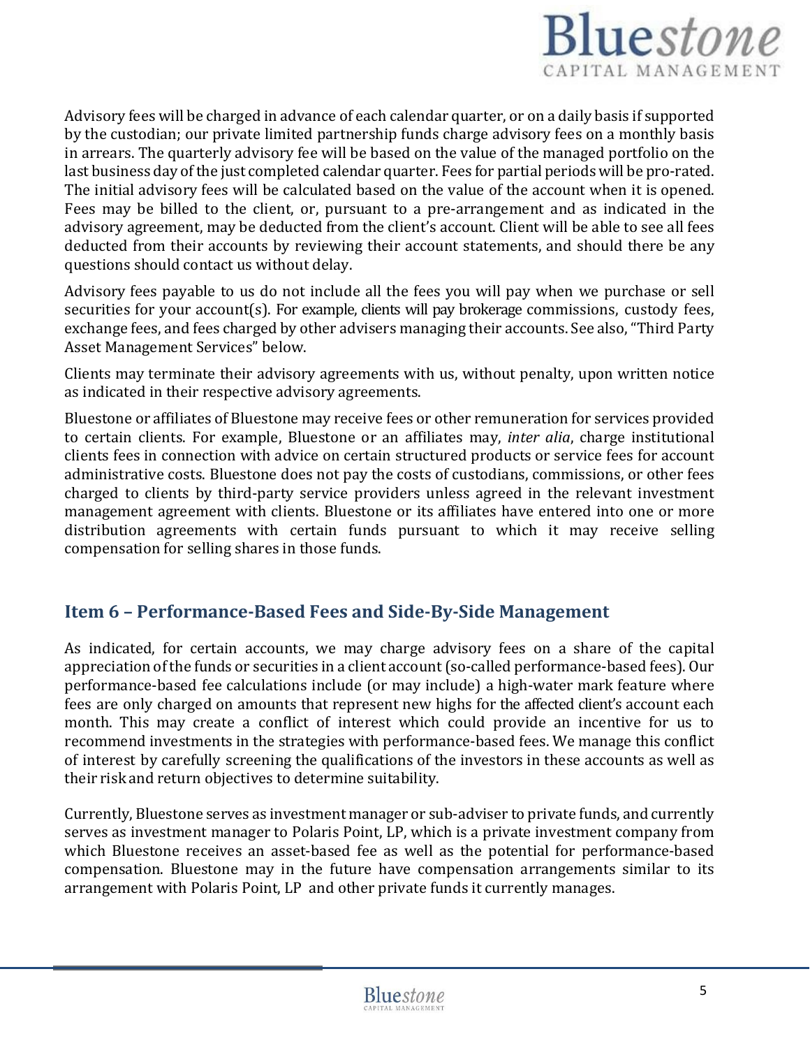Advisory fees will be charged in advance of each calendar quarter, or on a daily basis if supported by the custodian; our private limited partnership funds charge advisory fees on a monthly basis in arrears. The quarterly advisory fee will be based on the value of the managed portfolio on the last business day of the just completed calendar quarter. Fees for partial periods will be pro-rated. The initial advisory fees will be calculated based on the value of the account when it is opened. Fees may be billed to the client, or, pursuant to a pre-arrangement and as indicated in the advisory agreement, may be deducted from the client's account. Client will be able to see all fees deducted from their accounts by reviewing their account statements, and should there be any questions should contact us without delay.

Advisory fees payable to us do not include all the fees you will pay when we purchase or sell securities for your account(s). For example, clients will pay brokerage commissions, custody fees, exchange fees, and fees charged by other advisers managing their accounts. See also, "Third Party Asset Management Services" below.

Clients may terminate their advisory agreements with us, without penalty, upon written notice as indicated in their respective advisory agreements.

Bluestone or affiliates of Bluestone may receive fees or other remuneration for services provided to certain clients. For example, Bluestone or an affiliates may, *inter alia*, charge institutional clients fees in connection with advice on certain structured products or service fees for account administrative costs. Bluestone does not pay the costs of custodians, commissions, or other fees charged to clients by third-party service providers unless agreed in the relevant investment management agreement with clients. Bluestone or its affiliates have entered into one or more distribution agreements with certain funds pursuant to which it may receive selling compensation for selling shares in those funds.

## Item 6 – Performance-Based Fees and Side-By-Side Management

As indicated, for certain accounts, we may charge advisory fees on a share of the capital appreciation of the funds or securities in a client account (so-called performance-based fees). Our performance-based fee calculations include (or may include) a high-water mark feature where fees are only charged on amounts that represent new highs for the affected client's account each month. This may create a conflict of interest which could provide an incentive for us to recommend investments in the strategies with performance-based fees. We manage this conflict of interest by carefully screening the qualifications of the investors in these accounts as well as their risk and return objectives to determine suitability.

Currently, Bluestone serves as investment manager or sub-adviser to private funds, and currently serves as investment manager to Polaris Point, LP, which is a private investment company from which Bluestone receives an asset-based fee as well as the potential for performance-based compensation. Bluestone may in the future have compensation arrangements similar to its arrangement with Polaris Point, LP and other private funds it currently manages.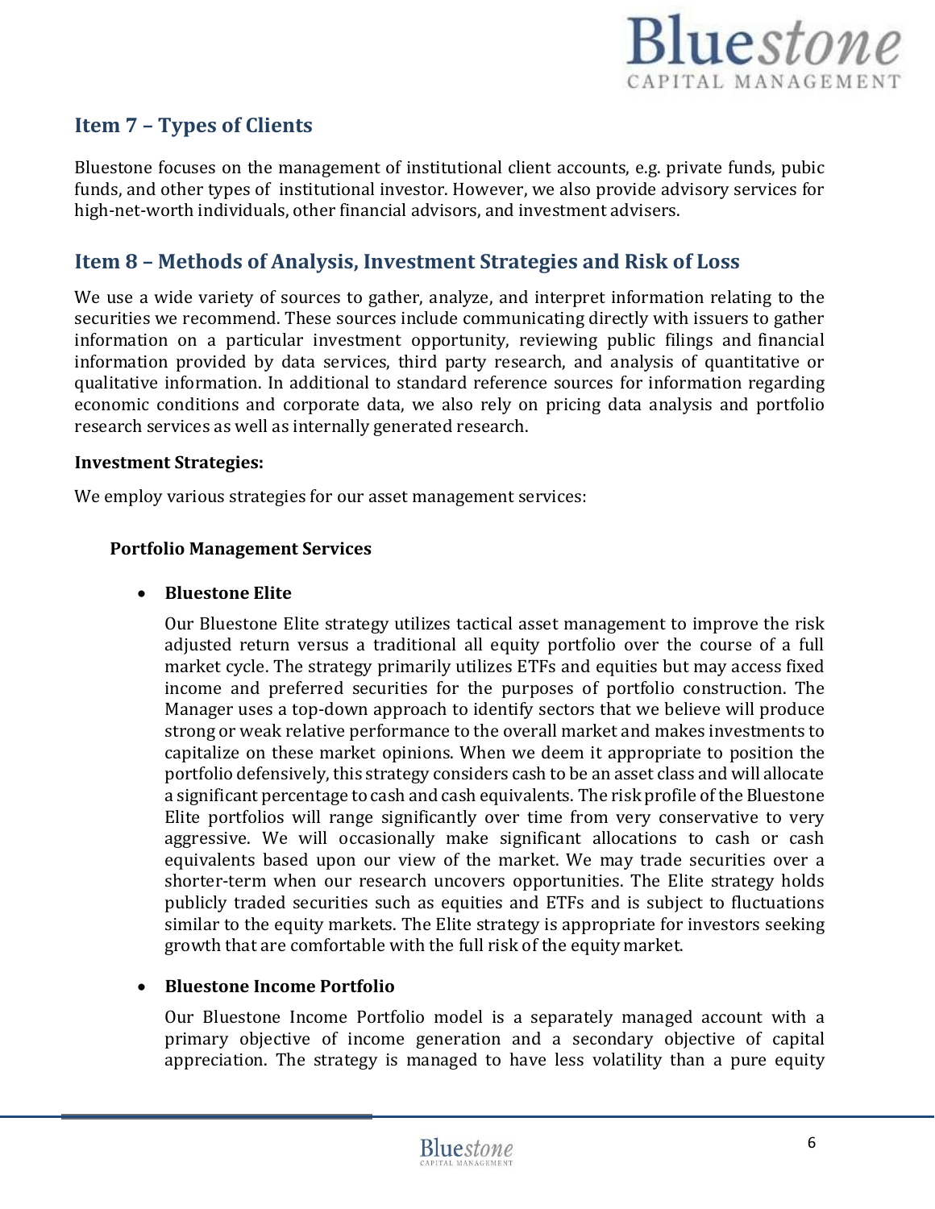## Item 7 – Types of Clients

Bluestone focuses on the management of institutional client accounts, e.g. private funds, pubic funds, and other types of institutional investor. However, we also provide advisory services for high-net-worth individuals, other financial advisors, and investment advisers.

## Item 8 – Methods of Analysis, Investment Strategies and Risk of Loss

We use a wide variety of sources to gather, analyze, and interpret information relating to the securities we recommend. These sources include communicating directly with issuers to gather information on a particular investment opportunity, reviewing public filings and financial information provided by data services, third party research, and analysis of quantitative or qualitative information. In additional to standard reference sources for information regarding economic conditions and corporate data, we also rely on pricing data analysis and portfolio research services as well as internally generated research.

**Investment Strategies:**

We employ various strategies for our asset management services:

**Portfolio Management Services**

- **Bluestone Elite**

  Our Bluestone Elite strategy utilizes tactical asset management to improve the risk adjusted return versus a traditional all equity portfolio over the course of a full market cycle. The strategy primarily utilizes ETFs and equities but may access fixed income and preferred securities for the purposes of portfolio construction. The Manager uses a top-down approach to identify sectors that we believe will produce strong or weak relative performance to the overall market and makes investments to capitalize on these market opinions. When we deem it appropriate to position the portfolio defensively, this strategy considers cash to be an asset class and will allocate a significant percentage to cash and cash equivalents. The risk profile of the Bluestone Elite portfolios will range significantly over time from very conservative to very aggressive. We will occasionally make significant allocations to cash or cash equivalents based upon our view of the market. We may trade securities over a shorter-term when our research uncovers opportunities. The Elite strategy holds publicly traded securities such as equities and ETFs and is subject to fluctuations similar to the equity markets. The Elite strategy is appropriate for investors seeking growth that are comfortable with the full risk of the equity market.

- **Bluestone Income Portfolio**

  Our Bluestone Income Portfolio model is a separately managed account with a primary objective of income generation and a secondary objective of capital appreciation. The strategy is managed to have less volatility than a pure equity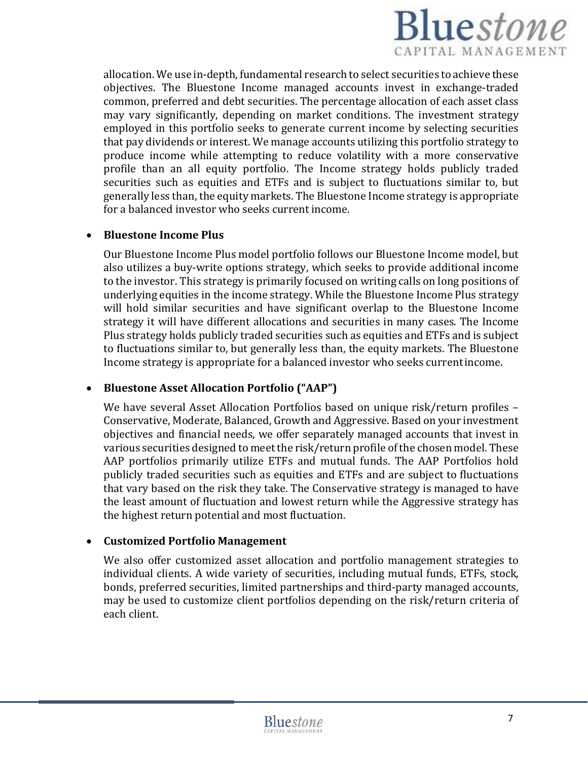allocation. We use in-depth, fundamental research to select securities to achieve these objectives. The Bluestone Income managed accounts invest in exchange-traded common, preferred and debt securities. The percentage allocation of each asset class may vary significantly, depending on market conditions. The investment strategy employed in this portfolio seeks to generate current income by selecting securities that pay dividends or interest. We manage accounts utilizing this portfolio strategy to produce income while attempting to reduce volatility with a more conservative profile than an all equity portfolio. The Income strategy holds publicly traded securities such as equities and ETFs and is subject to fluctuations similar to, but generally less than, the equity markets. The Bluestone Income strategy is appropriate for a balanced investor who seeks current income.

- **Bluestone Income Plus**

  Our Bluestone Income Plus model portfolio follows our Bluestone Income model, but also utilizes a buy-write options strategy, which seeks to provide additional income to the investor. This strategy is primarily focused on writing calls on long positions of underlying equities in the income strategy. While the Bluestone Income Plus strategy will hold similar securities and have significant overlap to the Bluestone Income strategy it will have different allocations and securities in many cases. The Income Plus strategy holds publicly traded securities such as equities and ETFs and is subject to fluctuations similar to, but generally less than, the equity markets. The Bluestone Income strategy is appropriate for a balanced investor who seeks current income.

- **Bluestone Asset Allocation Portfolio ("AAP")**

  We have several Asset Allocation Portfolios based on unique risk/return profiles – Conservative, Moderate, Balanced, Growth and Aggressive. Based on your investment objectives and financial needs, we offer separately managed accounts that invest in various securities designed to meet the risk/return profile of the chosen model. These AAP portfolios primarily utilize ETFs and mutual funds. The AAP Portfolios hold publicly traded securities such as equities and ETFs and are subject to fluctuations that vary based on the risk they take. The Conservative strategy is managed to have the least amount of fluctuation and lowest return while the Aggressive strategy has the highest return potential and most fluctuation.

- **Customized Portfolio Management**

  We also offer customized asset allocation and portfolio management strategies to individual clients. A wide variety of securities, including mutual funds, ETFs, stock, bonds, preferred securities, limited partnerships and third-party managed accounts, may be used to customize client portfolios depending on the risk/return criteria of each client.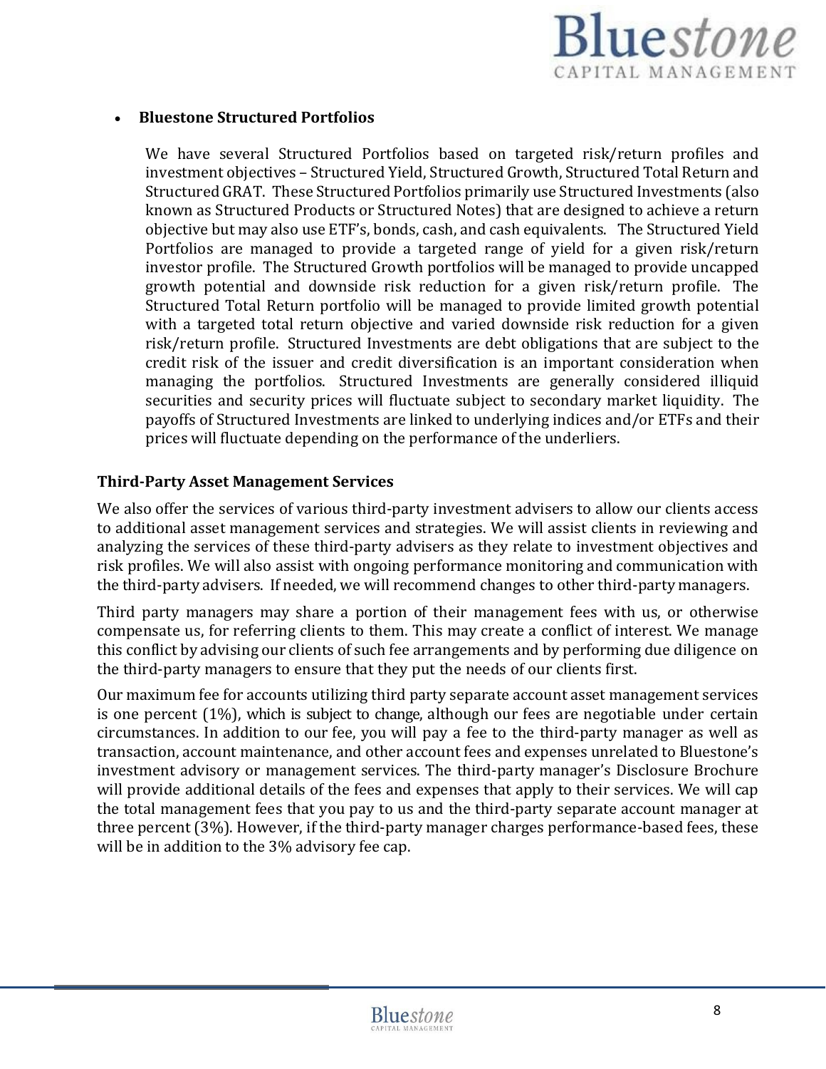- **Bluestone Structured Portfolios**

  We have several Structured Portfolios based on targeted risk/return profiles and investment objectives – Structured Yield, Structured Growth, Structured Total Return and Structured GRAT. These Structured Portfolios primarily use Structured Investments (also known as Structured Products or Structured Notes) that are designed to achieve a return objective but may also use ETF's, bonds, cash, and cash equivalents. The Structured Yield Portfolios are managed to provide a targeted range of yield for a given risk/return investor profile. The Structured Growth portfolios will be managed to provide uncapped growth potential and downside risk reduction for a given risk/return profile. The Structured Total Return portfolio will be managed to provide limited growth potential with a targeted total return objective and varied downside risk reduction for a given risk/return profile. Structured Investments are debt obligations that are subject to the credit risk of the issuer and credit diversification is an important consideration when managing the portfolios. Structured Investments are generally considered illiquid securities and security prices will fluctuate subject to secondary market liquidity. The payoffs of Structured Investments are linked to underlying indices and/or ETFs and their prices will fluctuate depending on the performance of the underliers.

**Third-Party Asset Management Services**

We also offer the services of various third-party investment advisers to allow our clients access to additional asset management services and strategies. We will assist clients in reviewing and analyzing the services of these third-party advisers as they relate to investment objectives and risk profiles. We will also assist with ongoing performance monitoring and communication with the third-party advisers. If needed, we will recommend changes to other third-party managers.

Third party managers may share a portion of their management fees with us, or otherwise compensate us, for referring clients to them. This may create a conflict of interest. We manage this conflict by advising our clients of such fee arrangements and by performing due diligence on the third-party managers to ensure that they put the needs of our clients first.

Our maximum fee for accounts utilizing third party separate account asset management services is one percent (1%), which is subject to change, although our fees are negotiable under certain circumstances. In addition to our fee, you will pay a fee to the third-party manager as well as transaction, account maintenance, and other account fees and expenses unrelated to Bluestone's investment advisory or management services. The third-party manager's Disclosure Brochure will provide additional details of the fees and expenses that apply to their services. We will cap the total management fees that you pay to us and the third-party separate account manager at three percent (3%). However, if the third-party manager charges performance-based fees, these will be in addition to the 3% advisory fee cap.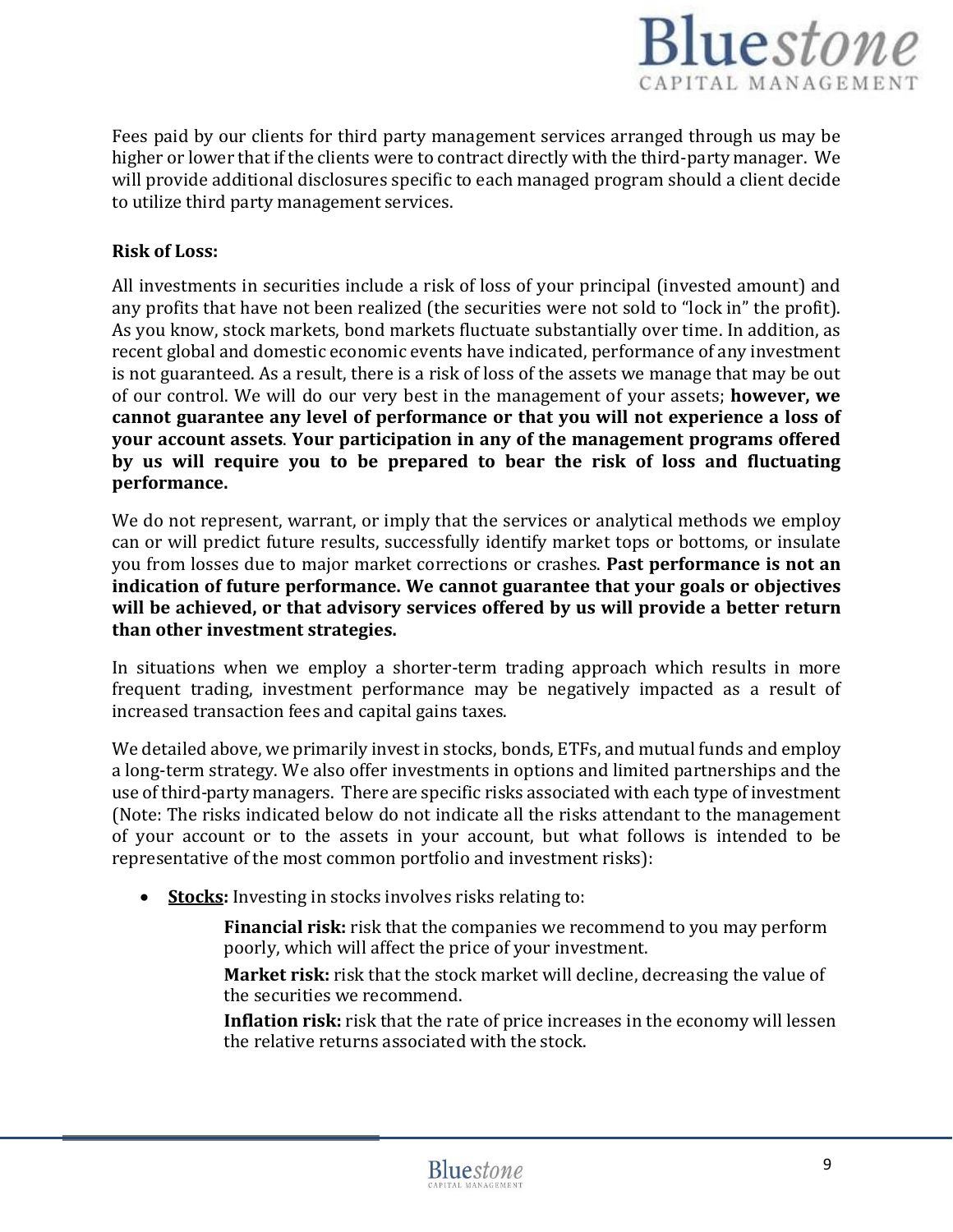Fees paid by our clients for third party management services arranged through us may be higher or lower that if the clients were to contract directly with the third-party manager. We will provide additional disclosures specific to each managed program should a client decide to utilize third party management services.

**Risk of Loss:**

All investments in securities include a risk of loss of your principal (invested amount) and any profits that have not been realized (the securities were not sold to "lock in" the profit). As you know, stock markets, bond markets fluctuate substantially over time. In addition, as recent global and domestic economic events have indicated, performance of any investment is not guaranteed. As a result, there is a risk of loss of the assets we manage that may be out of our control. We will do our very best in the management of your assets; **however, we cannot guarantee any level of performance or that you will not experience a loss of your account assets**. **Your participation in any of the management programs offered by us will require you to be prepared to bear the risk of loss and fluctuating performance.**

We do not represent, warrant, or imply that the services or analytical methods we employ can or will predict future results, successfully identify market tops or bottoms, or insulate you from losses due to major market corrections or crashes. **Past performance is not an indication of future performance. We cannot guarantee that your goals or objectives will be achieved, or that advisory services offered by us will provide a better return than other investment strategies.**

In situations when we employ a shorter-term trading approach which results in more frequent trading, investment performance may be negatively impacted as a result of increased transaction fees and capital gains taxes.

We detailed above, we primarily invest in stocks, bonds, ETFs, and mutual funds and employ a long-term strategy. We also offer investments in options and limited partnerships and the use of third-party managers. There are specific risks associated with each type of investment (Note: The risks indicated below do not indicate all the risks attendant to the management of your account or to the assets in your account, but what follows is intended to be representative of the most common portfolio and investment risks):

- **Stocks:** Investing in stocks involves risks relating to:

  **Financial risk:** risk that the companies we recommend to you may perform poorly, which will affect the price of your investment.

  **Market risk:** risk that the stock market will decline, decreasing the value of the securities we recommend.

  **Inflation risk:** risk that the rate of price increases in the economy will lessen the relative returns associated with the stock.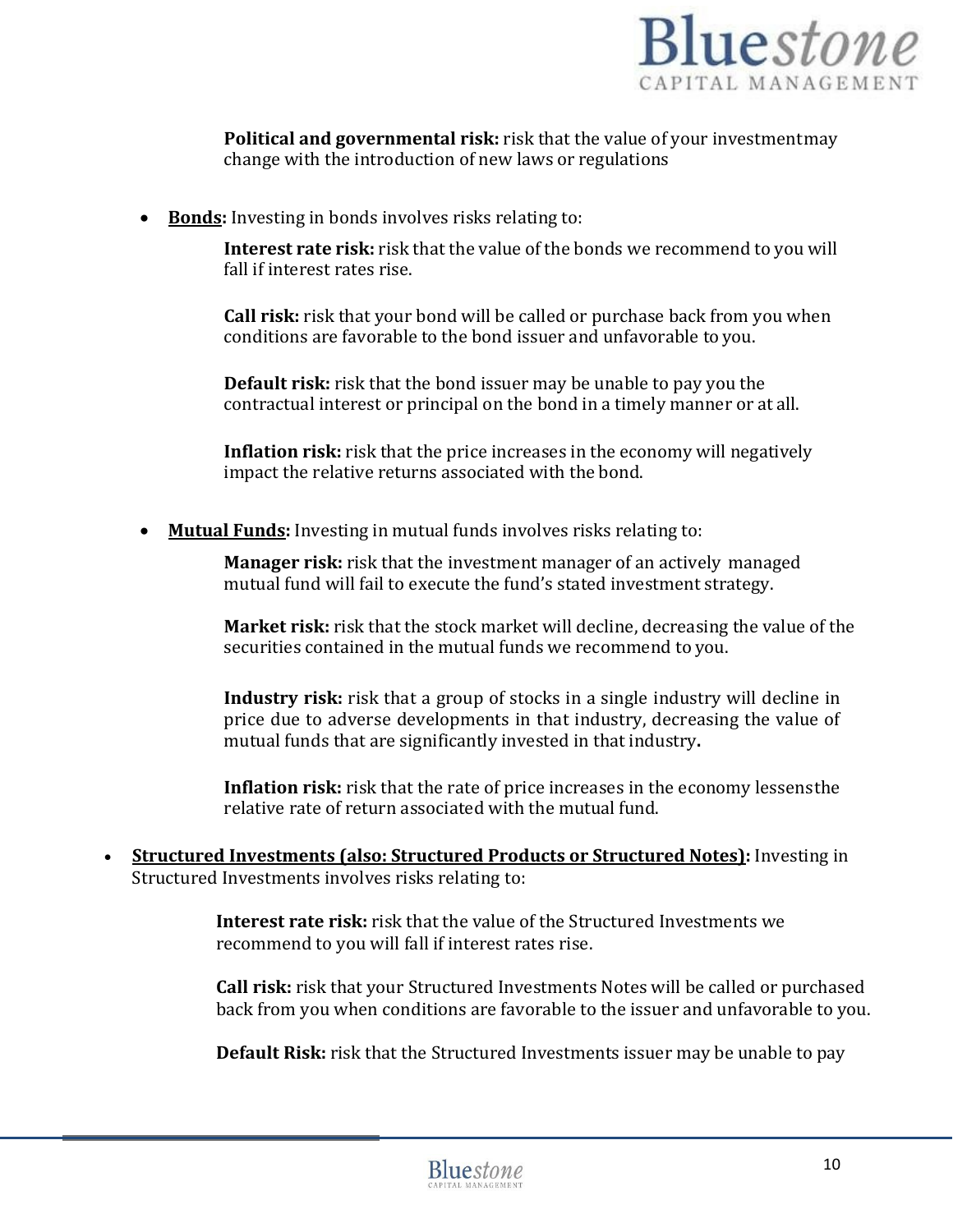**Political and governmental risk:** risk that the value of your investmentmay change with the introduction of new laws or regulations

- **Bonds:** Investing in bonds involves risks relating to:

  **Interest rate risk:** risk that the value of the bonds we recommend to you will fall if interest rates rise.

  **Call risk:** risk that your bond will be called or purchase back from you when conditions are favorable to the bond issuer and unfavorable to you.

  **Default risk:** risk that the bond issuer may be unable to pay you the contractual interest or principal on the bond in a timely manner or at all.

  **Inflation risk:** risk that the price increases in the economy will negatively impact the relative returns associated with the bond.

- **Mutual Funds:** Investing in mutual funds involves risks relating to:

  **Manager risk:** risk that the investment manager of an actively managed mutual fund will fail to execute the fund's stated investment strategy.

  **Market risk:** risk that the stock market will decline, decreasing the value of the securities contained in the mutual funds we recommend to you.

  **Industry risk:** risk that a group of stocks in a single industry will decline in price due to adverse developments in that industry, decreasing the value of mutual funds that are significantly invested in that industry**.**

  **Inflation risk:** risk that the rate of price increases in the economy lessensthe relative rate of return associated with the mutual fund.

- **Structured Investments (also: Structured Products or Structured Notes):** Investing in Structured Investments involves risks relating to:

  **Interest rate risk:** risk that the value of the Structured Investments we recommend to you will fall if interest rates rise.

  **Call risk:** risk that your Structured Investments Notes will be called or purchased back from you when conditions are favorable to the issuer and unfavorable to you.

  **Default Risk:** risk that the Structured Investments issuer may be unable to pay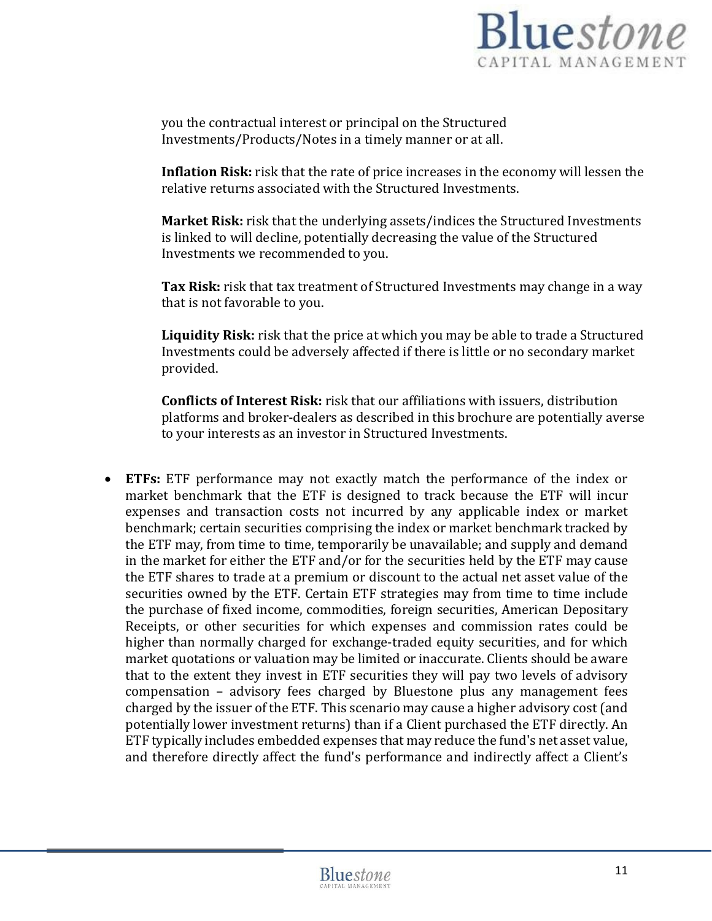you the contractual interest or principal on the Structured Investments/Products/Notes in a timely manner or at all.

**Inflation Risk:** risk that the rate of price increases in the economy will lessen the relative returns associated with the Structured Investments.

**Market Risk:** risk that the underlying assets/indices the Structured Investments is linked to will decline, potentially decreasing the value of the Structured Investments we recommended to you.

**Tax Risk:** risk that tax treatment of Structured Investments may change in a way that is not favorable to you.

**Liquidity Risk:** risk that the price at which you may be able to trade a Structured Investments could be adversely affected if there is little or no secondary market provided.

**Conflicts of Interest Risk:** risk that our affiliations with issuers, distribution platforms and broker-dealers as described in this brochure are potentially averse to your interests as an investor in Structured Investments.

- **ETFs:** ETF performance may not exactly match the performance of the index or market benchmark that the ETF is designed to track because the ETF will incur expenses and transaction costs not incurred by any applicable index or market benchmark; certain securities comprising the index or market benchmark tracked by the ETF may, from time to time, temporarily be unavailable; and supply and demand in the market for either the ETF and/or for the securities held by the ETF may cause the ETF shares to trade at a premium or discount to the actual net asset value of the securities owned by the ETF. Certain ETF strategies may from time to time include the purchase of fixed income, commodities, foreign securities, American Depositary Receipts, or other securities for which expenses and commission rates could be higher than normally charged for exchange-traded equity securities, and for which market quotations or valuation may be limited or inaccurate. Clients should be aware that to the extent they invest in ETF securities they will pay two levels of advisory compensation – advisory fees charged by Bluestone plus any management fees charged by the issuer of the ETF. This scenario may cause a higher advisory cost (and potentially lower investment returns) than if a Client purchased the ETF directly. An ETF typically includes embedded expenses that may reduce the fund's net asset value, and therefore directly affect the fund's performance and indirectly affect a Client's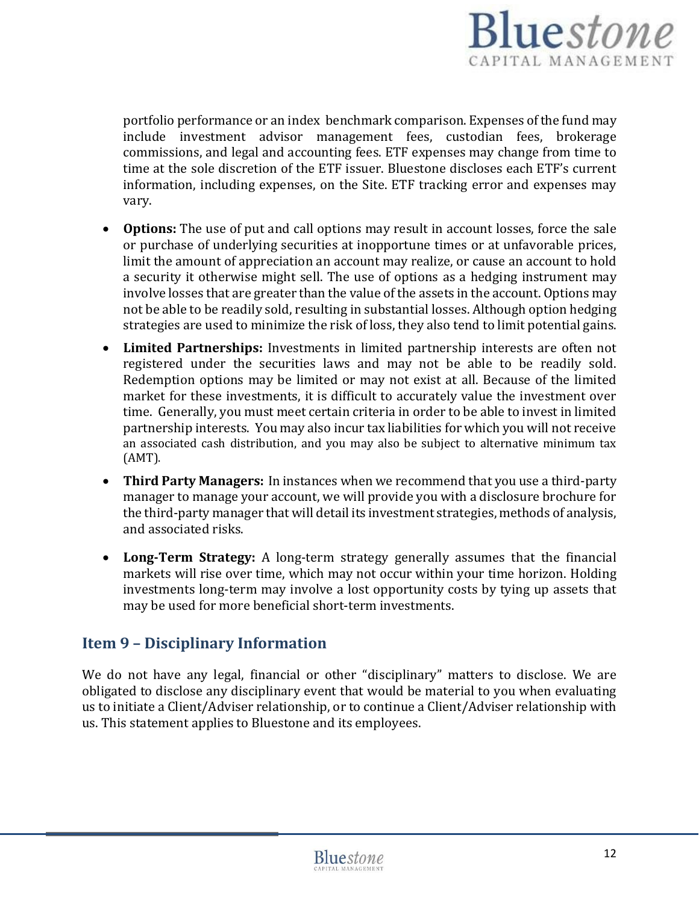portfolio performance or an index benchmark comparison. Expenses of the fund may include investment advisor management fees, custodian fees, brokerage commissions, and legal and accounting fees. ETF expenses may change from time to time at the sole discretion of the ETF issuer. Bluestone discloses each ETF's current information, including expenses, on the Site. ETF tracking error and expenses may vary.

- **Options:** The use of put and call options may result in account losses, force the sale or purchase of underlying securities at inopportune times or at unfavorable prices, limit the amount of appreciation an account may realize, or cause an account to hold a security it otherwise might sell. The use of options as a hedging instrument may involve losses that are greater than the value of the assets in the account. Options may not be able to be readily sold, resulting in substantial losses. Although option hedging strategies are used to minimize the risk of loss, they also tend to limit potential gains.
- **Limited Partnerships:** Investments in limited partnership interests are often not registered under the securities laws and may not be able to be readily sold. Redemption options may be limited or may not exist at all. Because of the limited market for these investments, it is difficult to accurately value the investment over time. Generally, you must meet certain criteria in order to be able to invest in limited partnership interests. You may also incur tax liabilities for which you will not receive an associated cash distribution, and you may also be subject to alternative minimum tax (AMT).
- **Third Party Managers:** In instances when we recommend that you use a third-party manager to manage your account, we will provide you with a disclosure brochure for the third-party manager that will detail its investment strategies, methods of analysis, and associated risks.
- **Long-Term Strategy:** A long-term strategy generally assumes that the financial markets will rise over time, which may not occur within your time horizon. Holding investments long-term may involve a lost opportunity costs by tying up assets that may be used for more beneficial short-term investments.

## Item 9 – Disciplinary Information

We do not have any legal, financial or other "disciplinary" matters to disclose. We are obligated to disclose any disciplinary event that would be material to you when evaluating us to initiate a Client/Adviser relationship, or to continue a Client/Adviser relationship with us. This statement applies to Bluestone and its employees.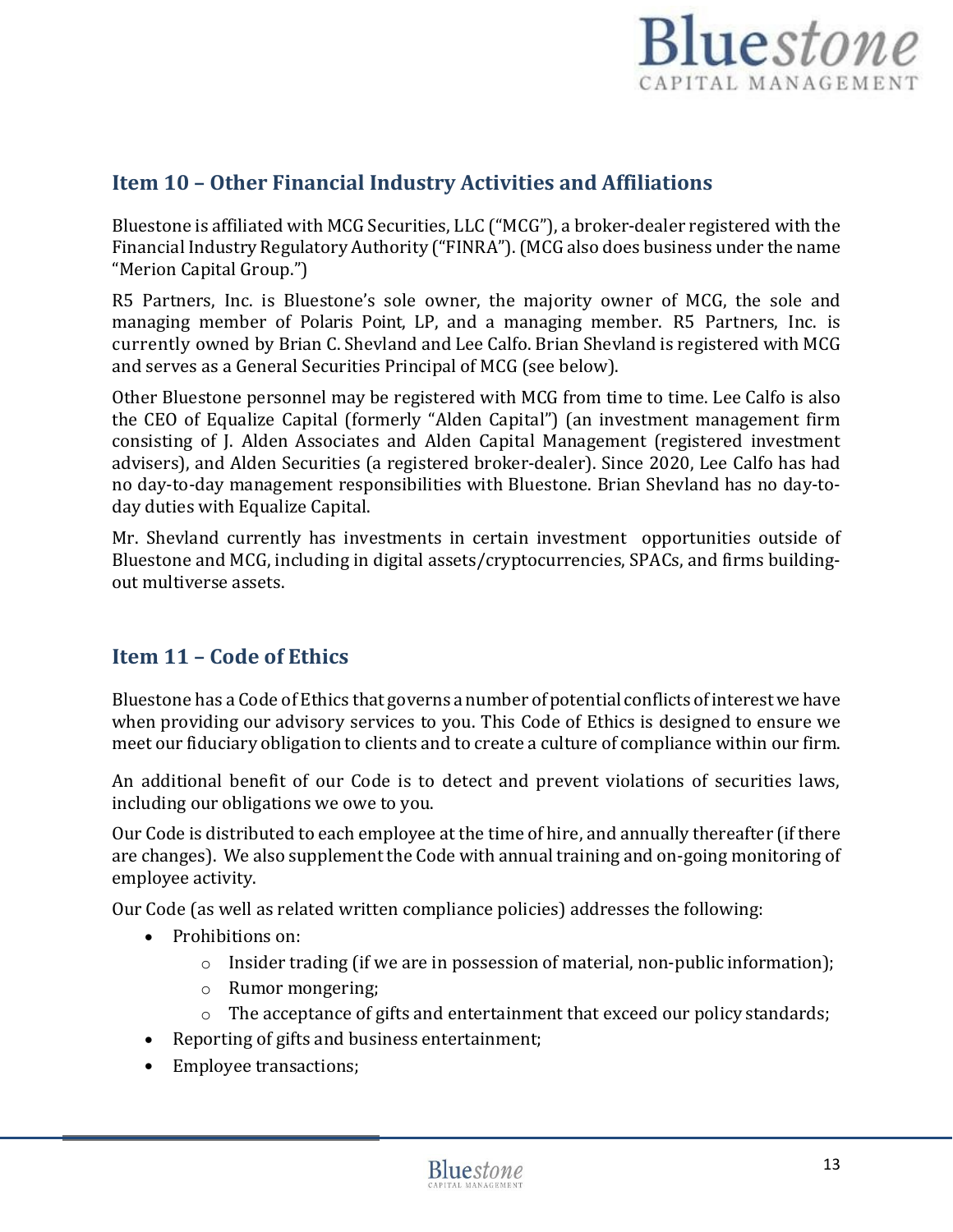## Item 10 – Other Financial Industry Activities and Affiliations

Bluestone is affiliated with MCG Securities, LLC ("MCG"), a broker-dealer registered with the Financial Industry Regulatory Authority ("FINRA"). (MCG also does business under the name "Merion Capital Group.")

R5 Partners, Inc. is Bluestone's sole owner, the majority owner of MCG, the sole and managing member of Polaris Point, LP, and a managing member. R5 Partners, Inc. is currently owned by Brian C. Shevland and Lee Calfo. Brian Shevland is registered with MCG and serves as a General Securities Principal of MCG (see below).

Other Bluestone personnel may be registered with MCG from time to time. Lee Calfo is also the CEO of Equalize Capital (formerly "Alden Capital") (an investment management firm consisting of J. Alden Associates and Alden Capital Management (registered investment advisers), and Alden Securities (a registered broker-dealer). Since 2020, Lee Calfo has had no day-to-day management responsibilities with Bluestone. Brian Shevland has no day-to-day duties with Equalize Capital.

Mr. Shevland currently has investments in certain investment opportunities outside of Bluestone and MCG, including in digital assets/cryptocurrencies, SPACs, and firms building-out multiverse assets.

## Item 11 – Code of Ethics

Bluestone has a Code of Ethics that governs a number of potential conflicts of interest we have when providing our advisory services to you. This Code of Ethics is designed to ensure we meet our fiduciary obligation to clients and to create a culture of compliance within our firm.

An additional benefit of our Code is to detect and prevent violations of securities laws, including our obligations we owe to you.

Our Code is distributed to each employee at the time of hire, and annually thereafter (if there are changes). We also supplement the Code with annual training and on-going monitoring of employee activity.

Our Code (as well as related written compliance policies) addresses the following:

- Prohibitions on:
  - Insider trading (if we are in possession of material, non-public information);
  - Rumor mongering;
  - The acceptance of gifts and entertainment that exceed our policy standards;
- Reporting of gifts and business entertainment;
- Employee transactions;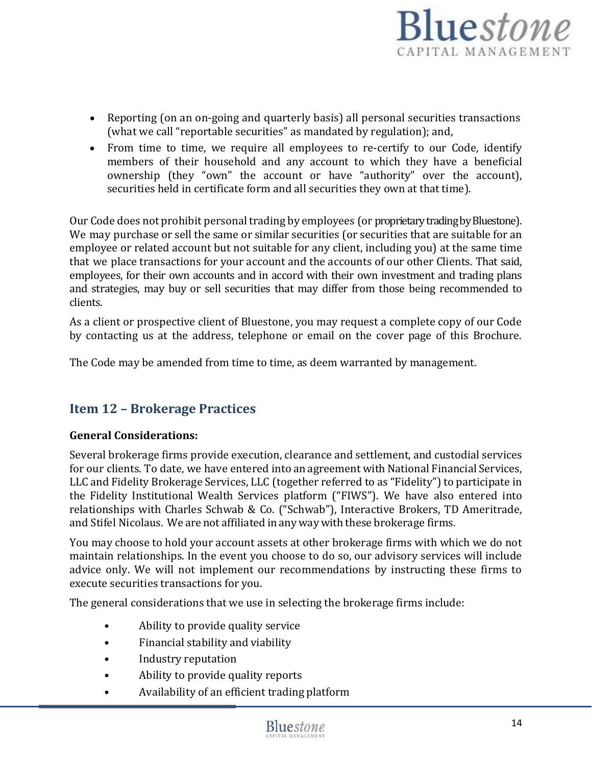- Reporting (on an on-going and quarterly basis) all personal securities transactions (what we call "reportable securities" as mandated by regulation); and,
- From time to time, we require all employees to re-certify to our Code, identify members of their household and any account to which they have a beneficial ownership (they "own" the account or have "authority" over the account), securities held in certificate form and all securities they own at that time).

Our Code does not prohibit personal trading by employees (or proprietary trading by Bluestone). We may purchase or sell the same or similar securities (or securities that are suitable for an employee or related account but not suitable for any client, including you) at the same time that we place transactions for your account and the accounts of our other Clients. That said, employees, for their own accounts and in accord with their own investment and trading plans and strategies, may buy or sell securities that may differ from those being recommended to clients.

As a client or prospective client of Bluestone, you may request a complete copy of our Code by contacting us at the address, telephone or email on the cover page of this Brochure.

The Code may be amended from time to time, as deem warranted by management.

## Item 12 – Brokerage Practices

**General Considerations:**

Several brokerage firms provide execution, clearance and settlement, and custodial services for our clients. To date, we have entered into an agreement with National Financial Services, LLC and Fidelity Brokerage Services, LLC (together referred to as "Fidelity") to participate in the Fidelity Institutional Wealth Services platform ("FIWS"). We have also entered into relationships with Charles Schwab & Co. ("Schwab"), Interactive Brokers, TD Ameritrade, and Stifel Nicolaus. We are not affiliated in any way with these brokerage firms.

You may choose to hold your account assets at other brokerage firms with which we do not maintain relationships. In the event you choose to do so, our advisory services will include advice only. We will not implement our recommendations by instructing these firms to execute securities transactions for you.

The general considerations that we use in selecting the brokerage firms include:

- Ability to provide quality service
- Financial stability and viability
- Industry reputation
- Ability to provide quality reports
- Availability of an efficient trading platform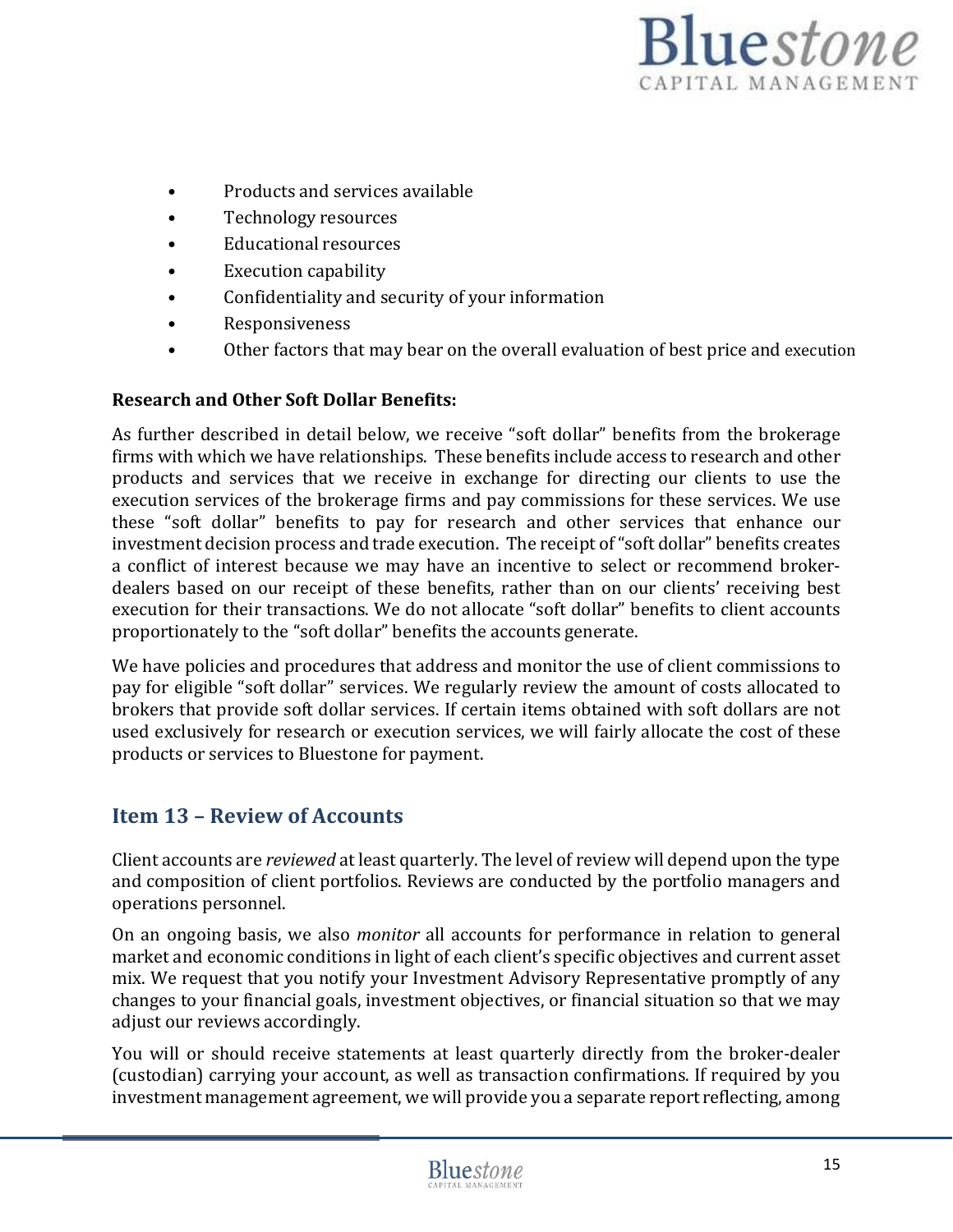- Products and services available
- Technology resources
- Educational resources
- Execution capability
- Confidentiality and security of your information
- Responsiveness
- Other factors that may bear on the overall evaluation of best price and execution

**Research and Other Soft Dollar Benefits:**

As further described in detail below, we receive "soft dollar" benefits from the brokerage firms with which we have relationships. These benefits include access to research and other products and services that we receive in exchange for directing our clients to use the execution services of the brokerage firms and pay commissions for these services. We use these "soft dollar" benefits to pay for research and other services that enhance our investment decision process and trade execution. The receipt of "soft dollar" benefits creates a conflict of interest because we may have an incentive to select or recommend broker-dealers based on our receipt of these benefits, rather than on our clients' receiving best execution for their transactions. We do not allocate "soft dollar" benefits to client accounts proportionately to the "soft dollar" benefits the accounts generate.

We have policies and procedures that address and monitor the use of client commissions to pay for eligible "soft dollar" services. We regularly review the amount of costs allocated to brokers that provide soft dollar services. If certain items obtained with soft dollars are not used exclusively for research or execution services, we will fairly allocate the cost of these products or services to Bluestone for payment.

## Item 13 – Review of Accounts

Client accounts are *reviewed* at least quarterly. The level of review will depend upon the type and composition of client portfolios. Reviews are conducted by the portfolio managers and operations personnel.

On an ongoing basis, we also *monitor* all accounts for performance in relation to general market and economic conditions in light of each client's specific objectives and current asset mix. We request that you notify your Investment Advisory Representative promptly of any changes to your financial goals, investment objectives, or financial situation so that we may adjust our reviews accordingly.

You will or should receive statements at least quarterly directly from the broker-dealer (custodian) carrying your account, as well as transaction confirmations. If required by you investment management agreement, we will provide you a separate report reflecting, among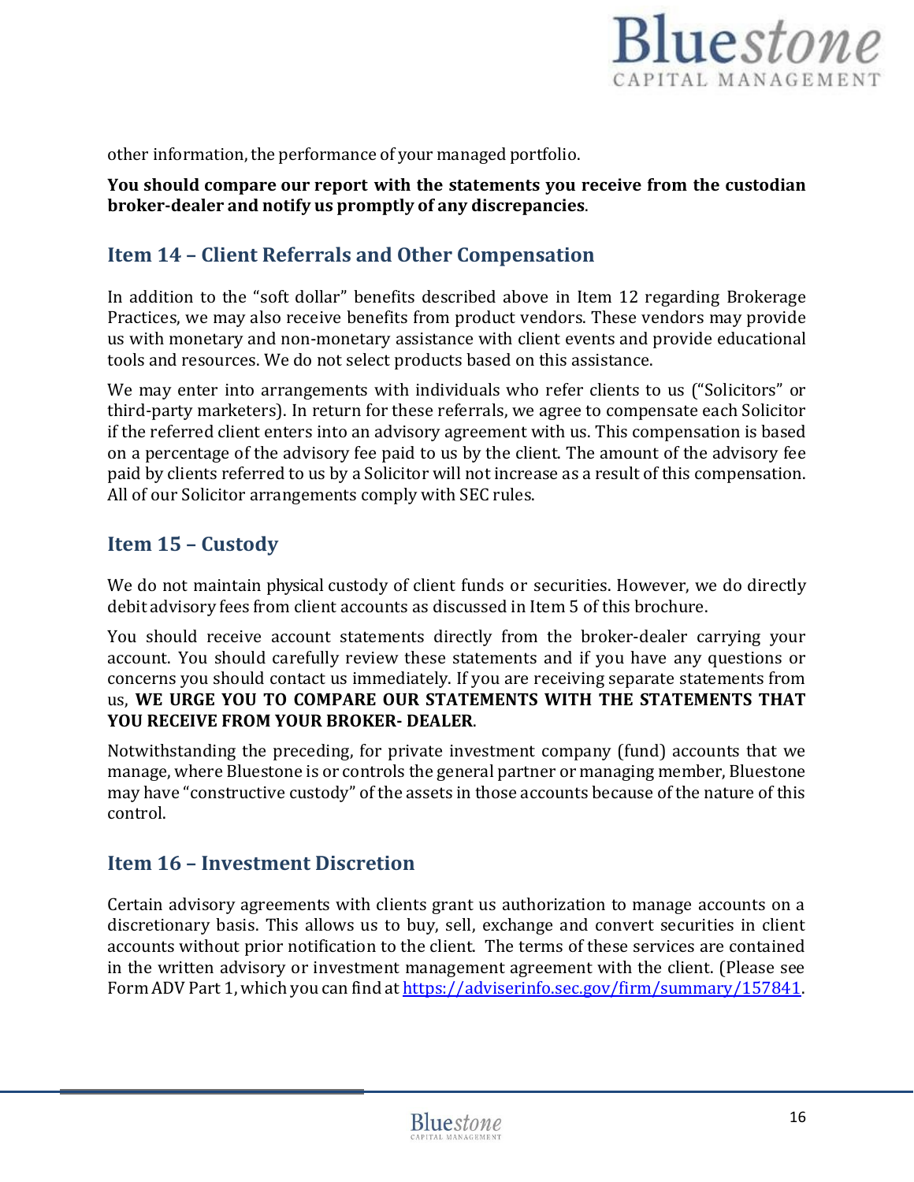other information, the performance of your managed portfolio.

**You should compare our report with the statements you receive from the custodian broker-dealer and notify us promptly of any discrepancies**.

## Item 14 – Client Referrals and Other Compensation

In addition to the "soft dollar" benefits described above in Item 12 regarding Brokerage Practices, we may also receive benefits from product vendors. These vendors may provide us with monetary and non-monetary assistance with client events and provide educational tools and resources. We do not select products based on this assistance.

We may enter into arrangements with individuals who refer clients to us ("Solicitors" or third-party marketers). In return for these referrals, we agree to compensate each Solicitor if the referred client enters into an advisory agreement with us. This compensation is based on a percentage of the advisory fee paid to us by the client. The amount of the advisory fee paid by clients referred to us by a Solicitor will not increase as a result of this compensation. All of our Solicitor arrangements comply with SEC rules.

## Item 15 – Custody

We do not maintain physical custody of client funds or securities. However, we do directly debit advisory fees from client accounts as discussed in Item 5 of this brochure.

You should receive account statements directly from the broker-dealer carrying your account. You should carefully review these statements and if you have any questions or concerns you should contact us immediately. If you are receiving separate statements from us, **WE URGE YOU TO COMPARE OUR STATEMENTS WITH THE STATEMENTS THAT YOU RECEIVE FROM YOUR BROKER- DEALER**.

Notwithstanding the preceding, for private investment company (fund) accounts that we manage, where Bluestone is or controls the general partner or managing member, Bluestone may have "constructive custody" of the assets in those accounts because of the nature of this control.

## Item 16 – Investment Discretion

Certain advisory agreements with clients grant us authorization to manage accounts on a discretionary basis. This allows us to buy, sell, exchange and convert securities in client accounts without prior notification to the client. The terms of these services are contained in the written advisory or investment management agreement with the client. (Please see Form ADV Part 1, which you can find at https://adviserinfo.sec.gov/firm/summary/157841.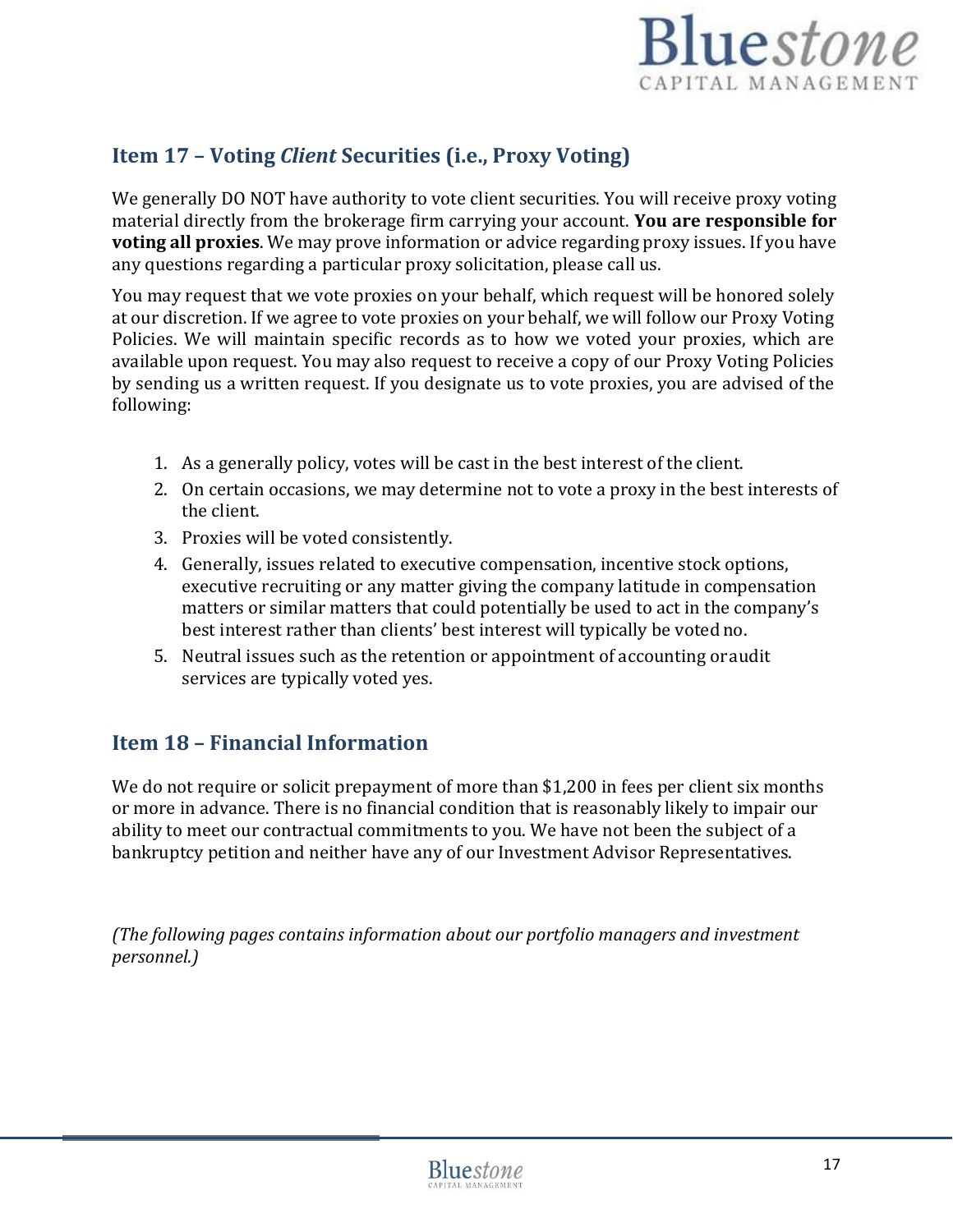## Item 17 – Voting *Client* Securities (i.e., Proxy Voting)

We generally DO NOT have authority to vote client securities. You will receive proxy voting material directly from the brokerage firm carrying your account. **You are responsible for voting all proxies**. We may prove information or advice regarding proxy issues. If you have any questions regarding a particular proxy solicitation, please call us.

You may request that we vote proxies on your behalf, which request will be honored solely at our discretion. If we agree to vote proxies on your behalf, we will follow our Proxy Voting Policies. We will maintain specific records as to how we voted your proxies, which are available upon request. You may also request to receive a copy of our Proxy Voting Policies by sending us a written request. If you designate us to vote proxies, you are advised of the following:

1. As a generally policy, votes will be cast in the best interest of the client.
2. On certain occasions, we may determine not to vote a proxy in the best interests of the client.
3. Proxies will be voted consistently.
4. Generally, issues related to executive compensation, incentive stock options, executive recruiting or any matter giving the company latitude in compensation matters or similar matters that could potentially be used to act in the company's best interest rather than clients' best interest will typically be voted no.
5. Neutral issues such as the retention or appointment of accounting or audit services are typically voted yes.

## Item 18 – Financial Information

We do not require or solicit prepayment of more than $1,200 in fees per client six months or more in advance. There is no financial condition that is reasonably likely to impair our ability to meet our contractual commitments to you. We have not been the subject of a bankruptcy petition and neither have any of our Investment Advisor Representatives.

*(The following pages contains information about our portfolio managers and investment personnel.)*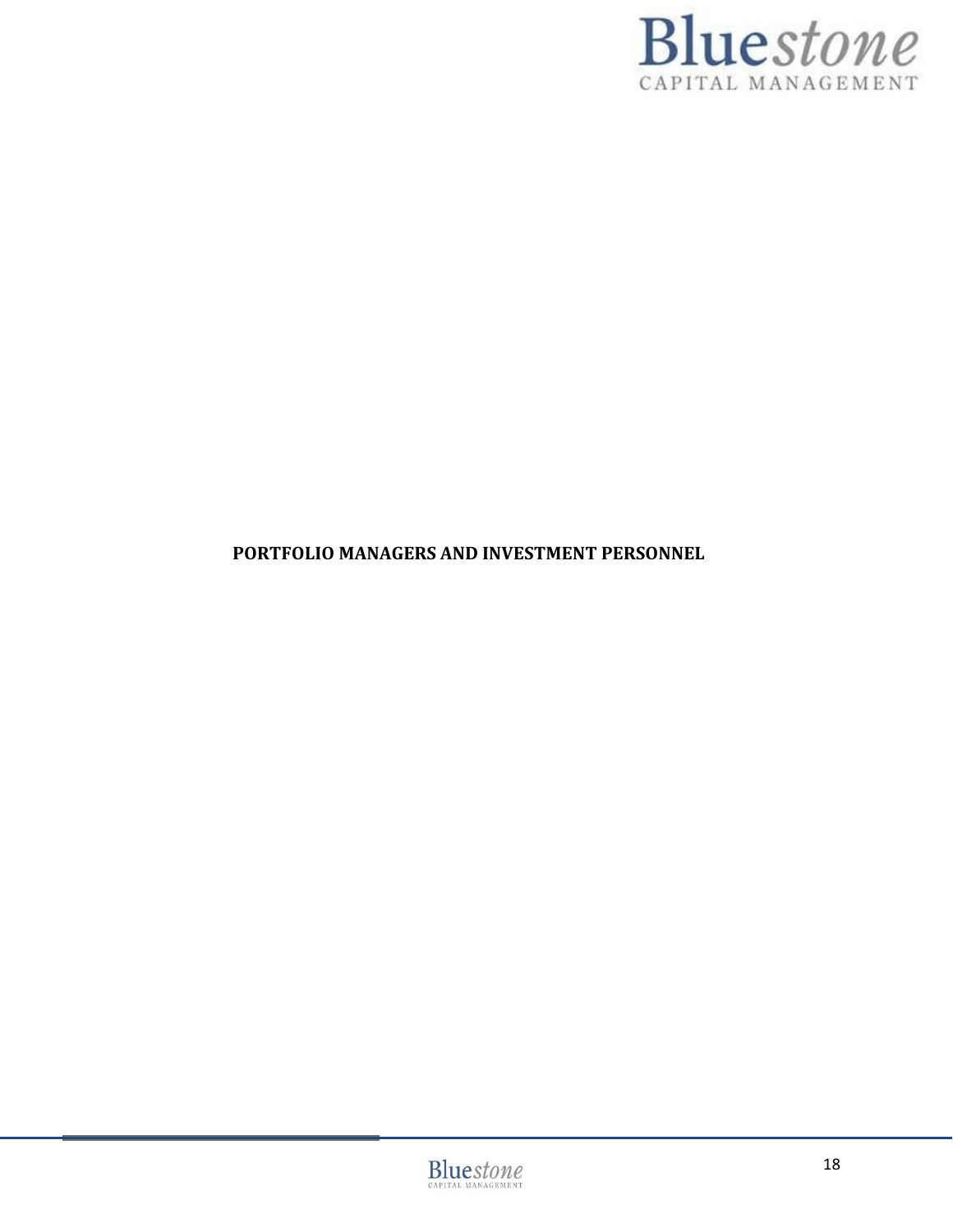**PORTFOLIO MANAGERS AND INVESTMENT PERSONNEL**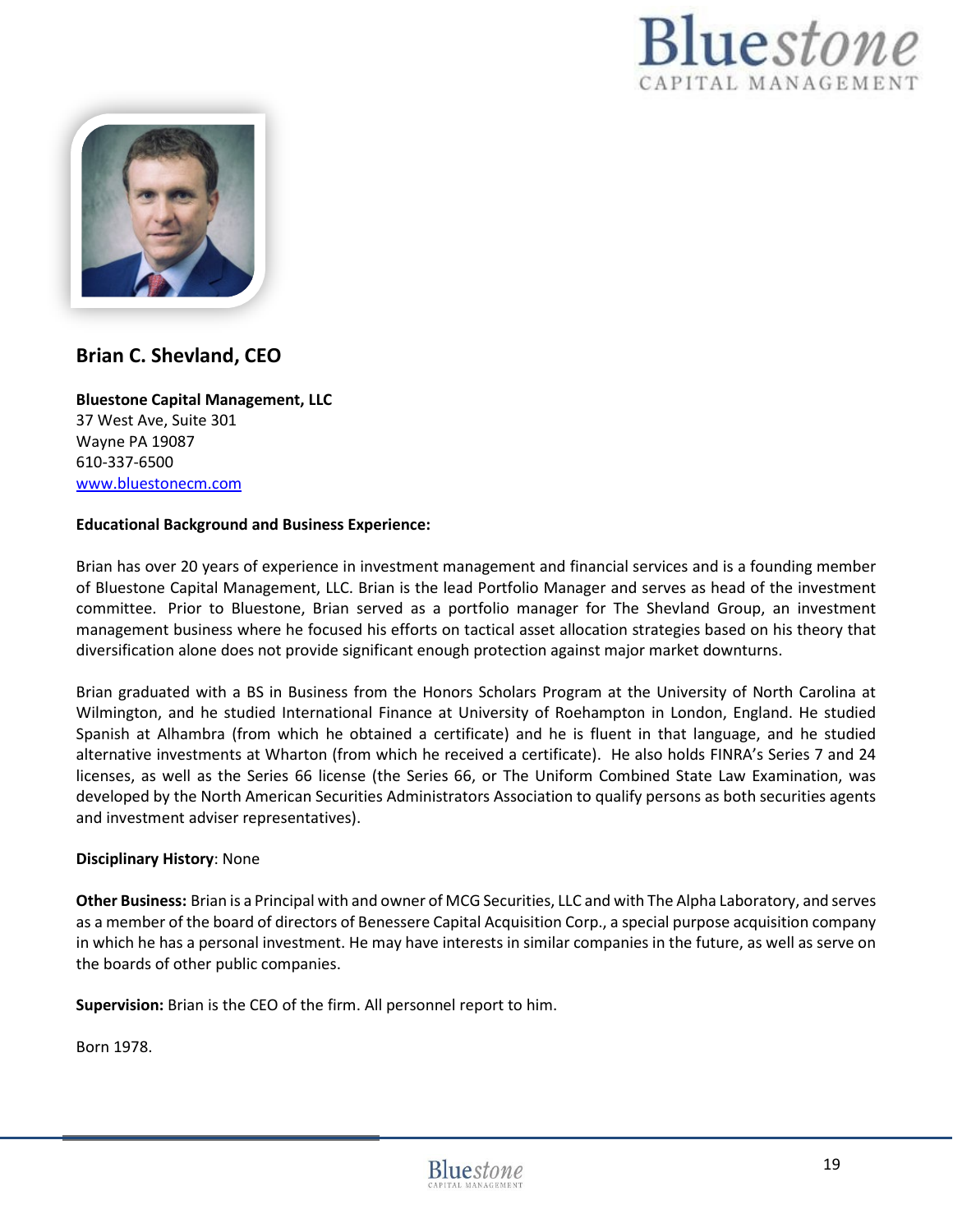## Brian C. Shevland, CEO

**Bluestone Capital Management, LLC**
37 West Ave, Suite 301
Wayne PA 19087
610-337-6500
[www.bluestonecm.com](http://www.bluestonecm.com)

**Educational Background and Business Experience:**

Brian has over 20 years of experience in investment management and financial services and is a founding member of Bluestone Capital Management, LLC. Brian is the lead Portfolio Manager and serves as head of the investment committee. Prior to Bluestone, Brian served as a portfolio manager for The Shevland Group, an investment management business where he focused his efforts on tactical asset allocation strategies based on his theory that diversification alone does not provide significant enough protection against major market downturns.

Brian graduated with a BS in Business from the Honors Scholars Program at the University of North Carolina at Wilmington, and he studied International Finance at University of Roehampton in London, England. He studied Spanish at Alhambra (from which he obtained a certificate) and he is fluent in that language, and he studied alternative investments at Wharton (from which he received a certificate). He also holds FINRA's Series 7 and 24 licenses, as well as the Series 66 license (the Series 66, or The Uniform Combined State Law Examination, was developed by the North American Securities Administrators Association to qualify persons as both securities agents and investment adviser representatives).

**Disciplinary History**: None

**Other Business:** Brian is a Principal with and owner of MCG Securities, LLC and with The Alpha Laboratory, and serves as a member of the board of directors of Benessere Capital Acquisition Corp., a special purpose acquisition company in which he has a personal investment. He may have interests in similar companies in the future, as well as serve on the boards of other public companies.

**Supervision:** Brian is the CEO of the firm. All personnel report to him.

Born 1978.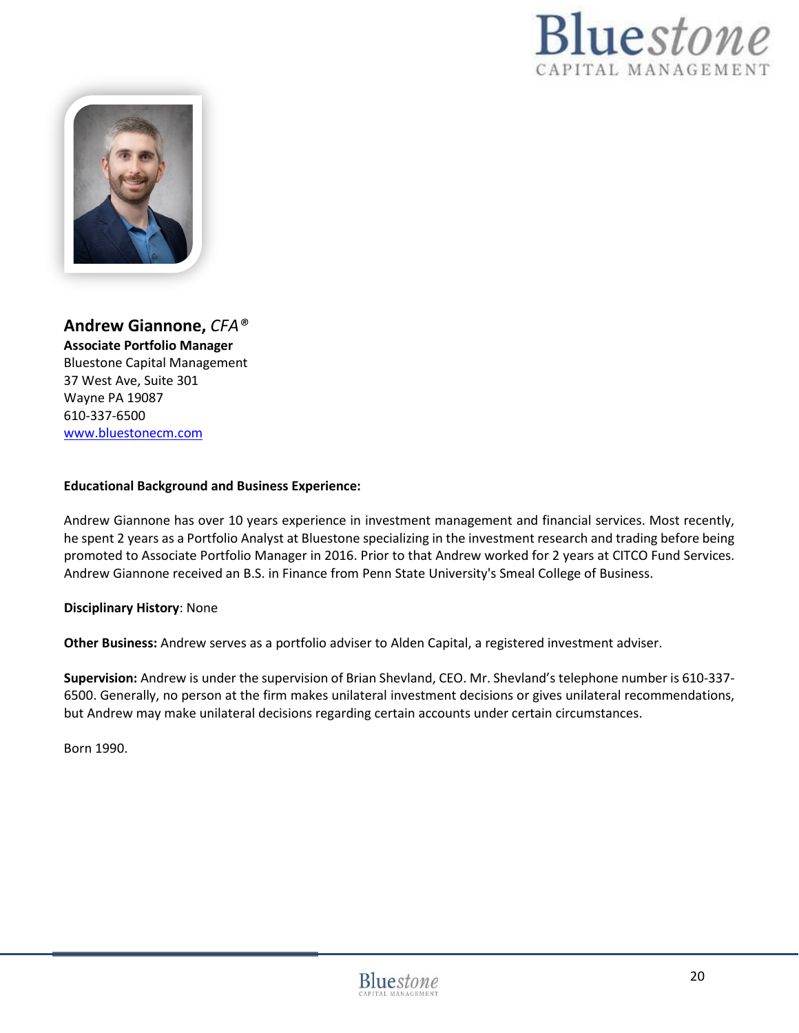**Andrew Giannone,** *CFA®*
**Associate Portfolio Manager**
Bluestone Capital Management
37 West Ave, Suite 301
Wayne PA 19087
610-337-6500
www.bluestonecm.com

**Educational Background and Business Experience:**

Andrew Giannone has over 10 years experience in investment management and financial services. Most recently, he spent 2 years as a Portfolio Analyst at Bluestone specializing in the investment research and trading before being promoted to Associate Portfolio Manager in 2016. Prior to that Andrew worked for 2 years at CITCO Fund Services. Andrew Giannone received an B.S. in Finance from Penn State University's Smeal College of Business.

**Disciplinary History**: None

**Other Business:** Andrew serves as a portfolio adviser to Alden Capital, a registered investment adviser.

**Supervision:** Andrew is under the supervision of Brian Shevland, CEO. Mr. Shevland's telephone number is 610-337-6500. Generally, no person at the firm makes unilateral investment decisions or gives unilateral recommendations, but Andrew may make unilateral decisions regarding certain accounts under certain circumstances.

Born 1990.